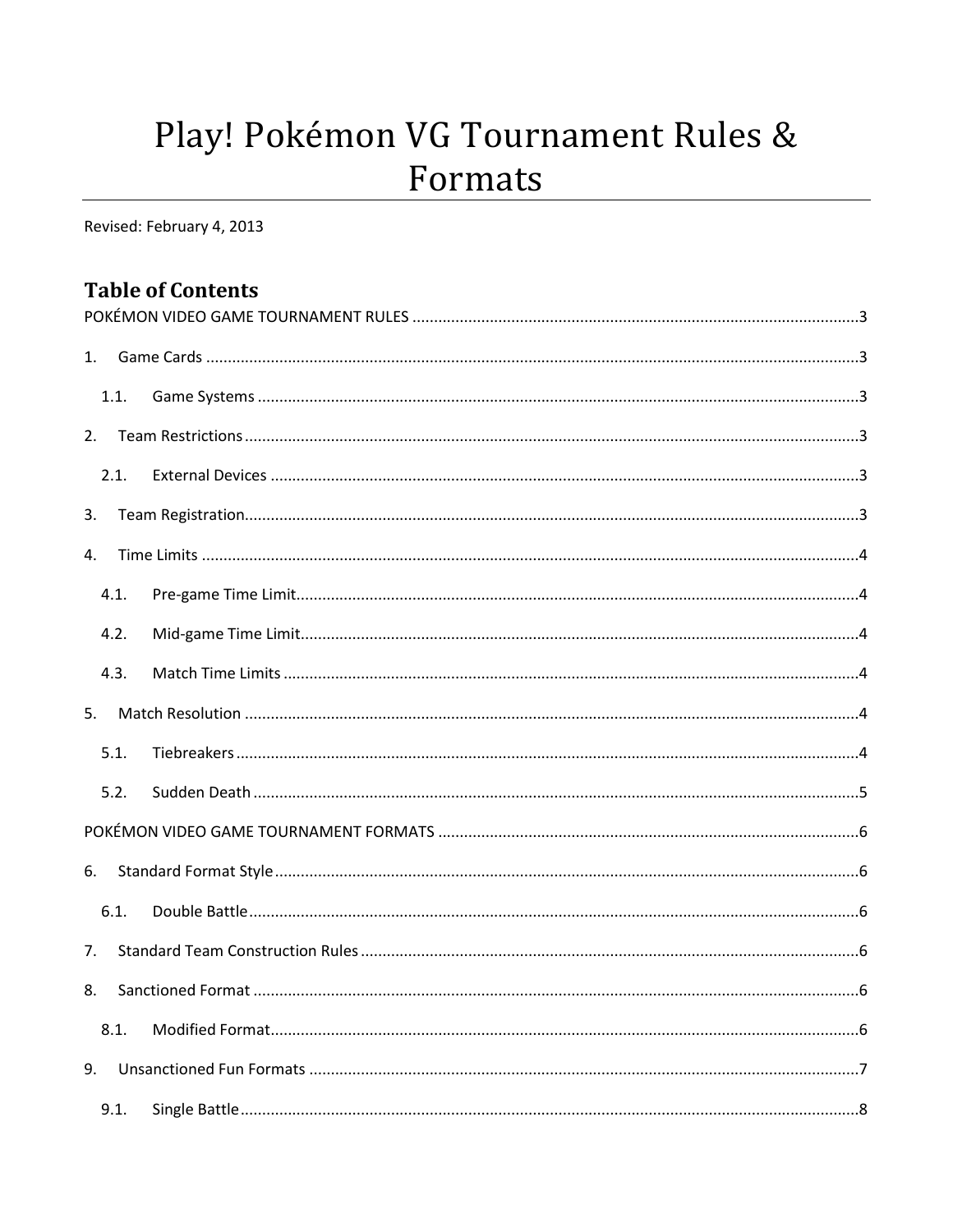# Play! Pokémon VG Tournament Rules & Formats

Revised: February 4, 2013

## Table of Contents

POKÉMON VIDEO GAME TOURNAMENT RULES ....................................................................................................3

1. Game Cards ....................................................................................................................................................3
   - 1.1. Game Systems ........................................................................................................................................3
2. Team Restrictions ...........................................................................................................................................3
   - 2.1. External Devices .....................................................................................................................................3
3. Team Registration...........................................................................................................................................3
4. Time Limits .....................................................................................................................................................4
   - 4.1. Pre-game Time Limit................................................................................................................................4
   - 4.2. Mid-game Time Limit...............................................................................................................................4
   - 4.3. Match Time Limits ...................................................................................................................................4
5. Match Resolution ...........................................................................................................................................4
   - 5.1. Tiebreakers .............................................................................................................................................4
   - 5.2. Sudden Death .........................................................................................................................................5

POKÉMON VIDEO GAME TOURNAMENT FORMATS ...............................................................................................6

6. Standard Format Style .....................................................................................................................................6
   - 6.1. Double Battle ...........................................................................................................................................6
7. Standard Team Construction Rules .................................................................................................................6
8. Sanctioned Format .........................................................................................................................................6
   - 8.1. Modified Format.......................................................................................................................................6
9. Unsanctioned Fun Formats .............................................................................................................................7
   - 9.1. Single Battle ............................................................................................................................................8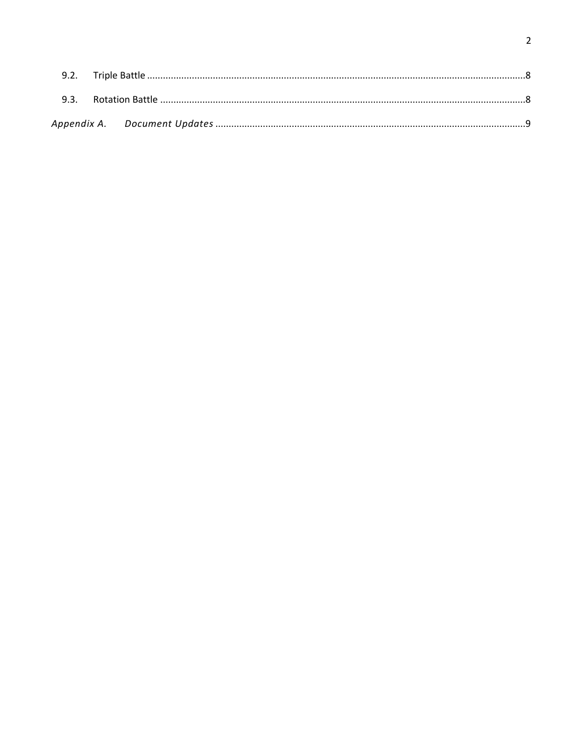9.2. Triple Battle ........................................................................................................................................8

9.3. Rotation Battle ...................................................................................................................................8

*Appendix A. Document Updates* ..............................................................................................................9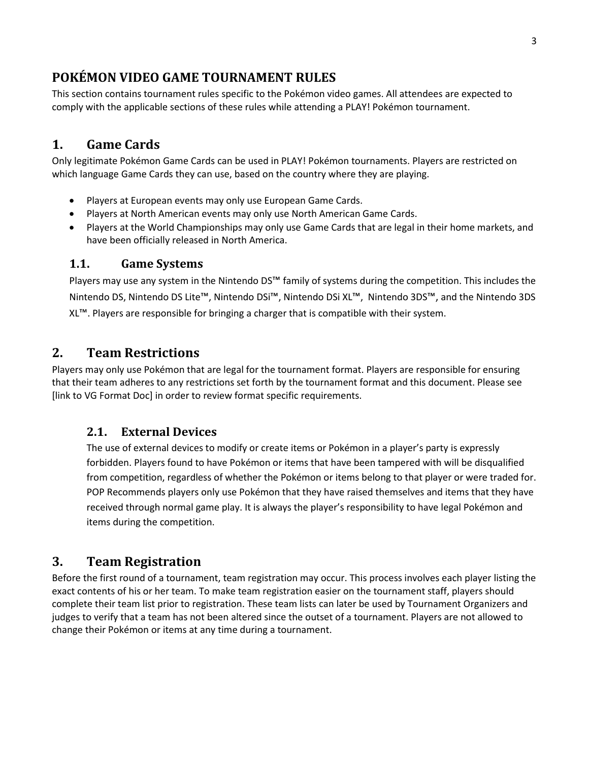# POKÉMON VIDEO GAME TOURNAMENT RULES

This section contains tournament rules specific to the Pokémon video games. All attendees are expected to comply with the applicable sections of these rules while attending a PLAY! Pokémon tournament.

## 1. Game Cards

Only legitimate Pokémon Game Cards can be used in PLAY! Pokémon tournaments. Players are restricted on which language Game Cards they can use, based on the country where they are playing.

- Players at European events may only use European Game Cards.
- Players at North American events may only use North American Game Cards.
- Players at the World Championships may only use Game Cards that are legal in their home markets, and have been officially released in North America.

### 1.1. Game Systems

Players may use any system in the Nintendo DS™ family of systems during the competition. This includes the Nintendo DS, Nintendo DS Lite™, Nintendo DSi™, Nintendo DSi XL™, Nintendo 3DS™, and the Nintendo 3DS XL™. Players are responsible for bringing a charger that is compatible with their system.

## 2. Team Restrictions

Players may only use Pokémon that are legal for the tournament format. Players are responsible for ensuring that their team adheres to any restrictions set forth by the tournament format and this document. Please see [link to VG Format Doc] in order to review format specific requirements.

### 2.1. External Devices

The use of external devices to modify or create items or Pokémon in a player's party is expressly forbidden. Players found to have Pokémon or items that have been tampered with will be disqualified from competition, regardless of whether the Pokémon or items belong to that player or were traded for. POP Recommends players only use Pokémon that they have raised themselves and items that they have received through normal game play. It is always the player's responsibility to have legal Pokémon and items during the competition.

## 3. Team Registration

Before the first round of a tournament, team registration may occur. This process involves each player listing the exact contents of his or her team. To make team registration easier on the tournament staff, players should complete their team list prior to registration. These team lists can later be used by Tournament Organizers and judges to verify that a team has not been altered since the outset of a tournament. Players are not allowed to change their Pokémon or items at any time during a tournament.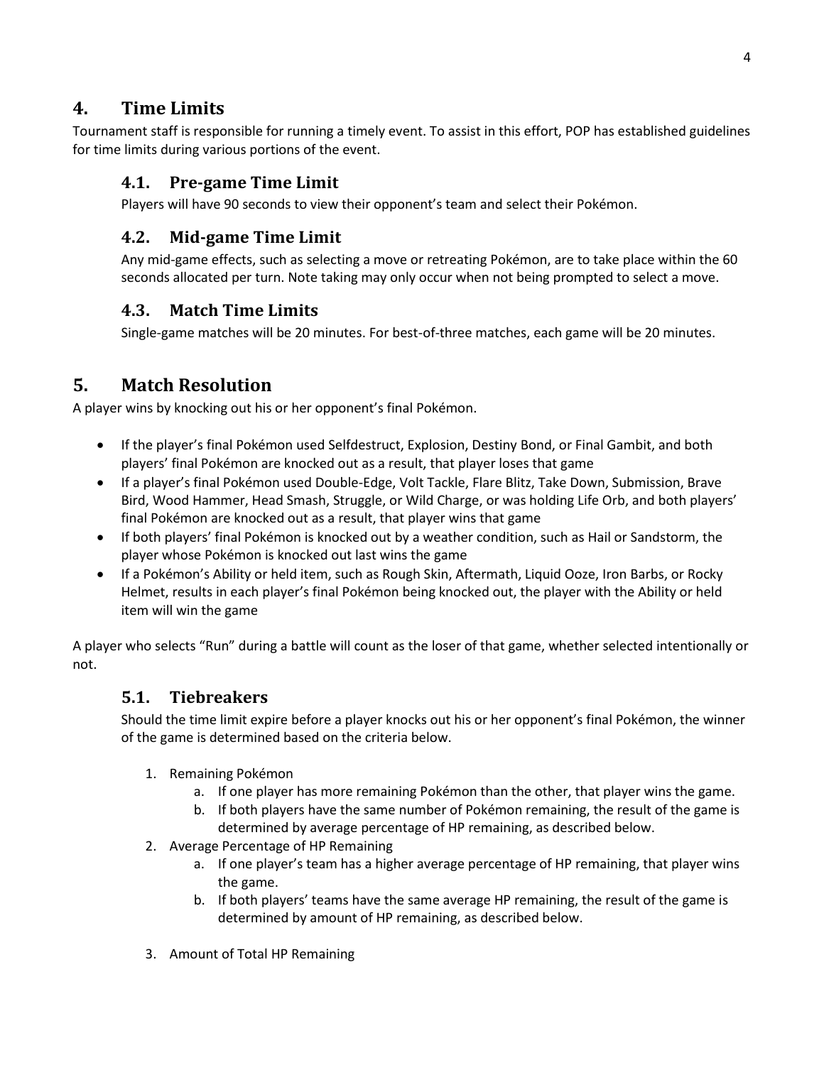## 4. Time Limits

Tournament staff is responsible for running a timely event. To assist in this effort, POP has established guidelines for time limits during various portions of the event.

### 4.1. Pre-game Time Limit

Players will have 90 seconds to view their opponent's team and select their Pokémon.

### 4.2. Mid-game Time Limit

Any mid-game effects, such as selecting a move or retreating Pokémon, are to take place within the 60 seconds allocated per turn. Note taking may only occur when not being prompted to select a move.

### 4.3. Match Time Limits

Single-game matches will be 20 minutes. For best-of-three matches, each game will be 20 minutes.

## 5. Match Resolution

A player wins by knocking out his or her opponent's final Pokémon.

- If the player's final Pokémon used Selfdestruct, Explosion, Destiny Bond, or Final Gambit, and both players' final Pokémon are knocked out as a result, that player loses that game
- If a player's final Pokémon used Double-Edge, Volt Tackle, Flare Blitz, Take Down, Submission, Brave Bird, Wood Hammer, Head Smash, Struggle, or Wild Charge, or was holding Life Orb, and both players' final Pokémon are knocked out as a result, that player wins that game
- If both players' final Pokémon is knocked out by a weather condition, such as Hail or Sandstorm, the player whose Pokémon is knocked out last wins the game
- If a Pokémon's Ability or held item, such as Rough Skin, Aftermath, Liquid Ooze, Iron Barbs, or Rocky Helmet, results in each player's final Pokémon being knocked out, the player with the Ability or held item will win the game

A player who selects "Run" during a battle will count as the loser of that game, whether selected intentionally or not.

### 5.1. Tiebreakers

Should the time limit expire before a player knocks out his or her opponent's final Pokémon, the winner of the game is determined based on the criteria below.

1. Remaining Pokémon
    a. If one player has more remaining Pokémon than the other, that player wins the game.
    b. If both players have the same number of Pokémon remaining, the result of the game is determined by average percentage of HP remaining, as described below.
2. Average Percentage of HP Remaining
    a. If one player's team has a higher average percentage of HP remaining, that player wins the game.
    b. If both players' teams have the same average HP remaining, the result of the game is determined by amount of HP remaining, as described below.
3. Amount of Total HP Remaining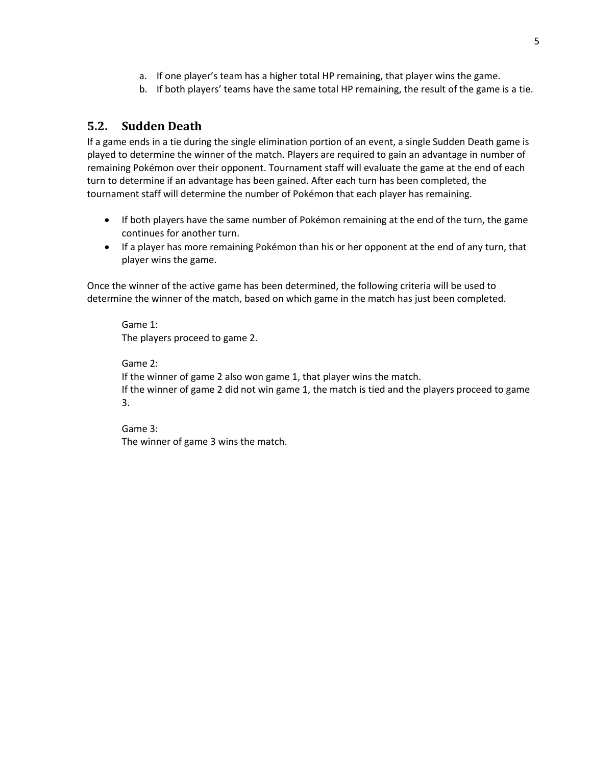a. If one player's team has a higher total HP remaining, that player wins the game.
b. If both players' teams have the same total HP remaining, the result of the game is a tie.

## 5.2. Sudden Death

If a game ends in a tie during the single elimination portion of an event, a single Sudden Death game is played to determine the winner of the match. Players are required to gain an advantage in number of remaining Pokémon over their opponent. Tournament staff will evaluate the game at the end of each turn to determine if an advantage has been gained. After each turn has been completed, the tournament staff will determine the number of Pokémon that each player has remaining.

- If both players have the same number of Pokémon remaining at the end of the turn, the game continues for another turn.
- If a player has more remaining Pokémon than his or her opponent at the end of any turn, that player wins the game.

Once the winner of the active game has been determined, the following criteria will be used to determine the winner of the match, based on which game in the match has just been completed.

Game 1:
The players proceed to game 2.

Game 2:
If the winner of game 2 also won game 1, that player wins the match.
If the winner of game 2 did not win game 1, the match is tied and the players proceed to game 3.

Game 3:
The winner of game 3 wins the match.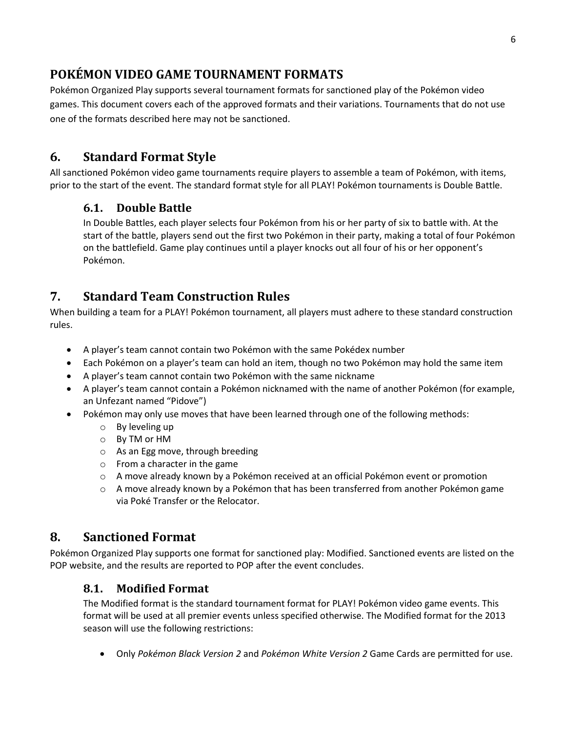# POKÉMON VIDEO GAME TOURNAMENT FORMATS

Pokémon Organized Play supports several tournament formats for sanctioned play of the Pokémon video games. This document covers each of the approved formats and their variations. Tournaments that do not use one of the formats described here may not be sanctioned.

## 6. Standard Format Style

All sanctioned Pokémon video game tournaments require players to assemble a team of Pokémon, with items, prior to the start of the event. The standard format style for all PLAY! Pokémon tournaments is Double Battle.

### 6.1. Double Battle

In Double Battles, each player selects four Pokémon from his or her party of six to battle with. At the start of the battle, players send out the first two Pokémon in their party, making a total of four Pokémon on the battlefield. Game play continues until a player knocks out all four of his or her opponent's Pokémon.

## 7. Standard Team Construction Rules

When building a team for a PLAY! Pokémon tournament, all players must adhere to these standard construction rules.

- A player's team cannot contain two Pokémon with the same Pokédex number
- Each Pokémon on a player's team can hold an item, though no two Pokémon may hold the same item
- A player's team cannot contain two Pokémon with the same nickname
- A player's team cannot contain a Pokémon nicknamed with the name of another Pokémon (for example, an Unfezant named "Pidove")
- Pokémon may only use moves that have been learned through one of the following methods:
  - By leveling up
  - By TM or HM
  - As an Egg move, through breeding
  - From a character in the game
  - A move already known by a Pokémon received at an official Pokémon event or promotion
  - A move already known by a Pokémon that has been transferred from another Pokémon game via Poké Transfer or the Relocator.

## 8. Sanctioned Format

Pokémon Organized Play supports one format for sanctioned play: Modified. Sanctioned events are listed on the POP website, and the results are reported to POP after the event concludes.

### 8.1. Modified Format

The Modified format is the standard tournament format for PLAY! Pokémon video game events. This format will be used at all premier events unless specified otherwise. The Modified format for the 2013 season will use the following restrictions:

- Only *Pokémon Black Version 2* and *Pokémon White Version 2* Game Cards are permitted for use.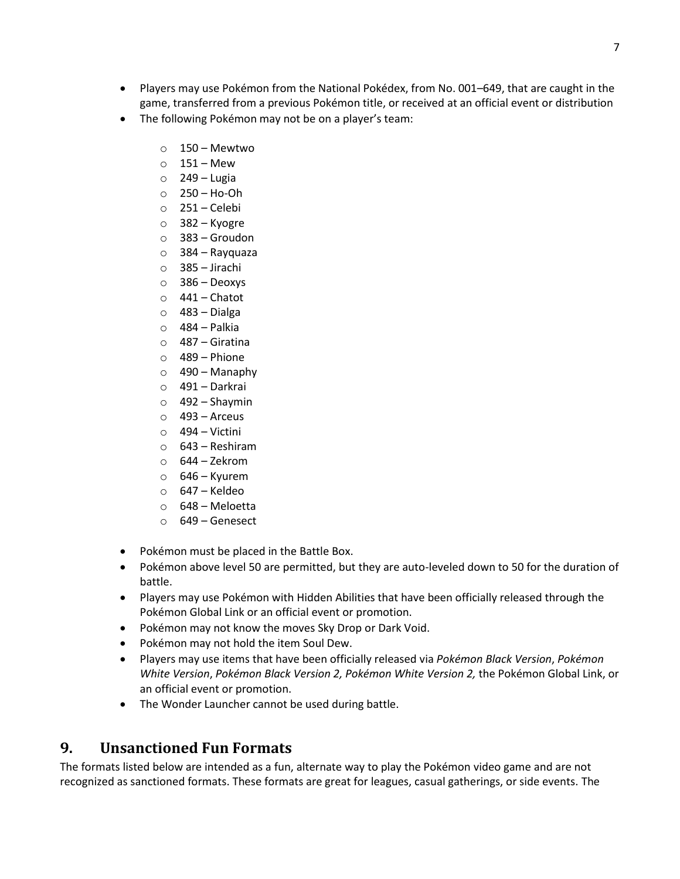- Players may use Pokémon from the National Pokédex, from No. 001–649, that are caught in the game, transferred from a previous Pokémon title, or received at an official event or distribution
- The following Pokémon may not be on a player's team:
  - 150 – Mewtwo
  - 151 – Mew
  - 249 – Lugia
  - 250 – Ho-Oh
  - 251 – Celebi
  - 382 – Kyogre
  - 383 – Groudon
  - 384 – Rayquaza
  - 385 – Jirachi
  - 386 – Deoxys
  - 441 – Chatot
  - 483 – Dialga
  - 484 – Palkia
  - 487 – Giratina
  - 489 – Phione
  - 490 – Manaphy
  - 491 – Darkrai
  - 492 – Shaymin
  - 493 – Arceus
  - 494 – Victini
  - 643 – Reshiram
  - 644 – Zekrom
  - 646 – Kyurem
  - 647 – Keldeo
  - 648 – Meloetta
  - 649 – Genesect
- Pokémon must be placed in the Battle Box.
- Pokémon above level 50 are permitted, but they are auto-leveled down to 50 for the duration of battle.
- Players may use Pokémon with Hidden Abilities that have been officially released through the Pokémon Global Link or an official event or promotion.
- Pokémon may not know the moves Sky Drop or Dark Void.
- Pokémon may not hold the item Soul Dew.
- Players may use items that have been officially released via *Pokémon Black Version*, *Pokémon White Version*, *Pokémon Black Version 2, Pokémon White Version 2,* the Pokémon Global Link, or an official event or promotion.
- The Wonder Launcher cannot be used during battle.

## 9. Unsanctioned Fun Formats

The formats listed below are intended as a fun, alternate way to play the Pokémon video game and are not recognized as sanctioned formats. These formats are great for leagues, casual gatherings, or side events. The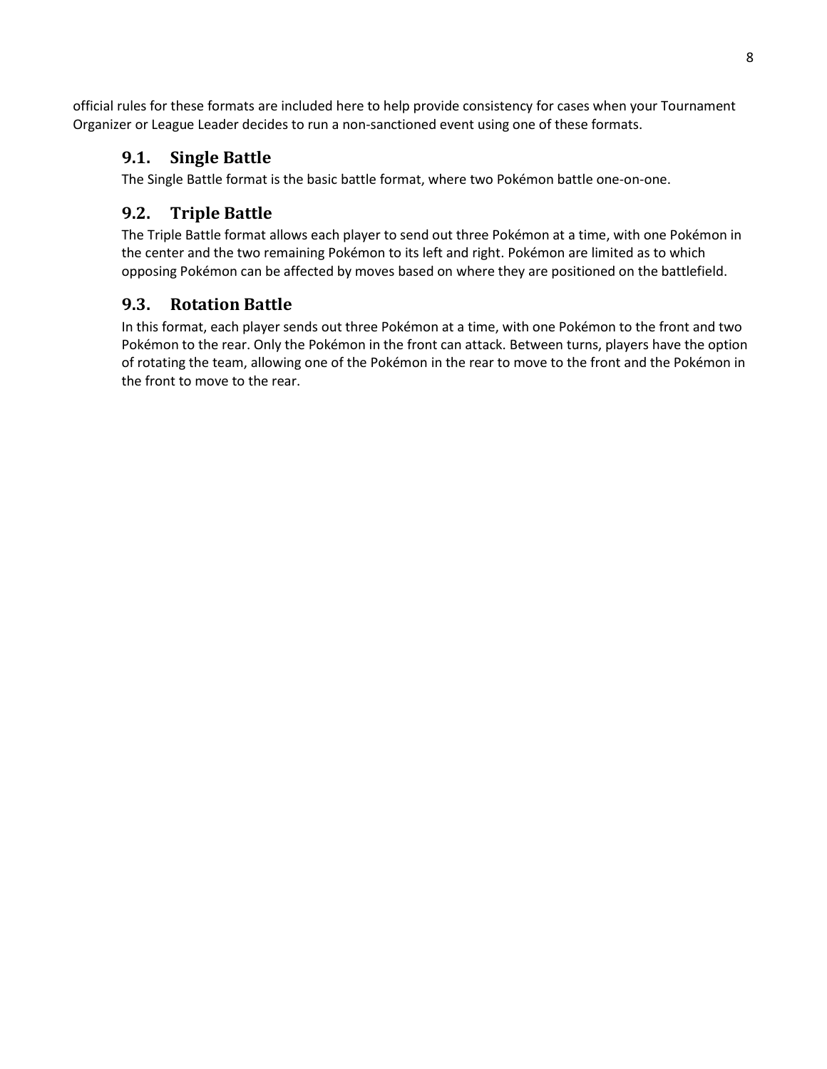official rules for these formats are included here to help provide consistency for cases when your Tournament Organizer or League Leader decides to run a non-sanctioned event using one of these formats.

## 9.1. Single Battle

The Single Battle format is the basic battle format, where two Pokémon battle one-on-one.

## 9.2. Triple Battle

The Triple Battle format allows each player to send out three Pokémon at a time, with one Pokémon in the center and the two remaining Pokémon to its left and right. Pokémon are limited as to which opposing Pokémon can be affected by moves based on where they are positioned on the battlefield.

## 9.3. Rotation Battle

In this format, each player sends out three Pokémon at a time, with one Pokémon to the front and two Pokémon to the rear. Only the Pokémon in the front can attack. Between turns, players have the option of rotating the team, allowing one of the Pokémon in the rear to move to the front and the Pokémon in the front to move to the rear.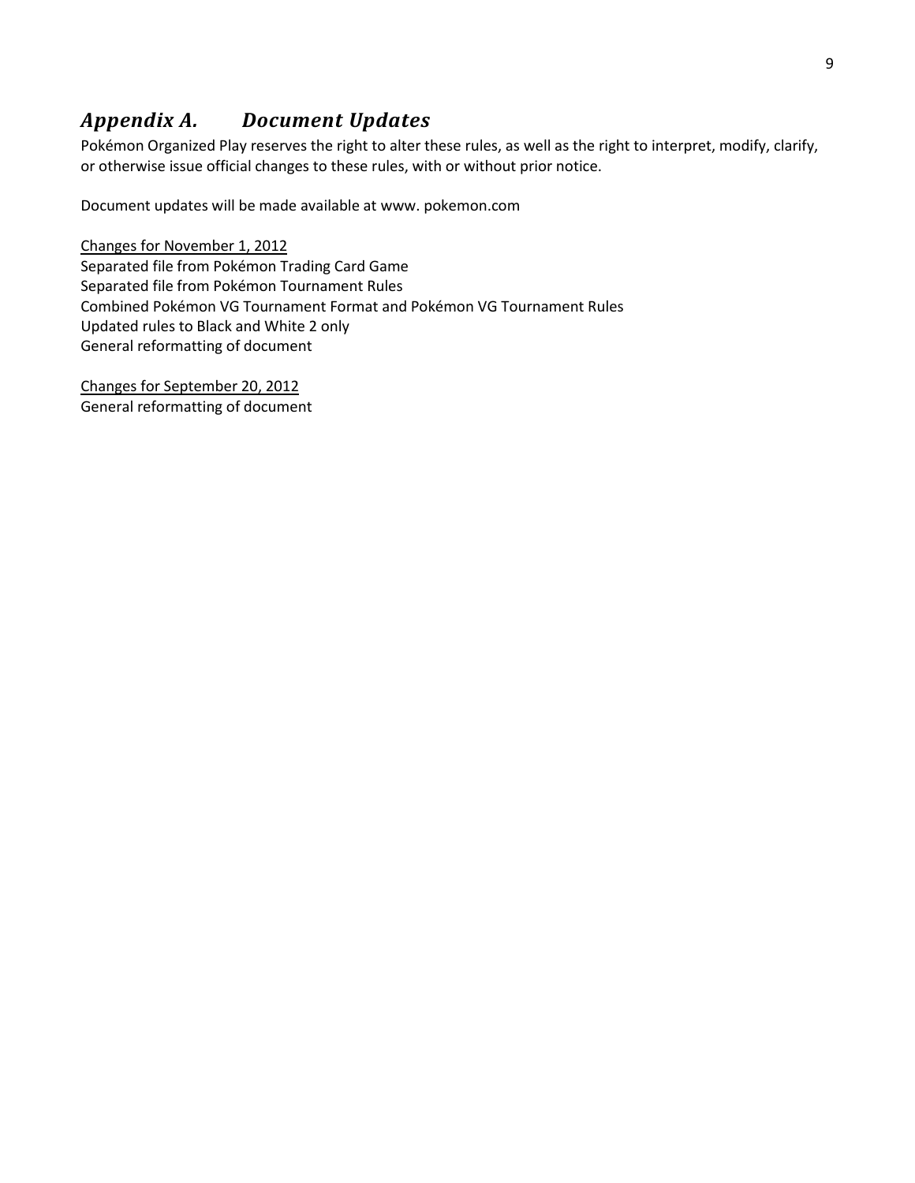## *Appendix A. Document Updates*

Pokémon Organized Play reserves the right to alter these rules, as well as the right to interpret, modify, clarify, or otherwise issue official changes to these rules, with or without prior notice.

Document updates will be made available at www. pokemon.com

<u>Changes for November 1, 2012</u>
Separated file from Pokémon Trading Card Game
Separated file from Pokémon Tournament Rules
Combined Pokémon VG Tournament Format and Pokémon VG Tournament Rules
Updated rules to Black and White 2 only
General reformatting of document

<u>Changes for September 20, 2012</u>
General reformatting of document